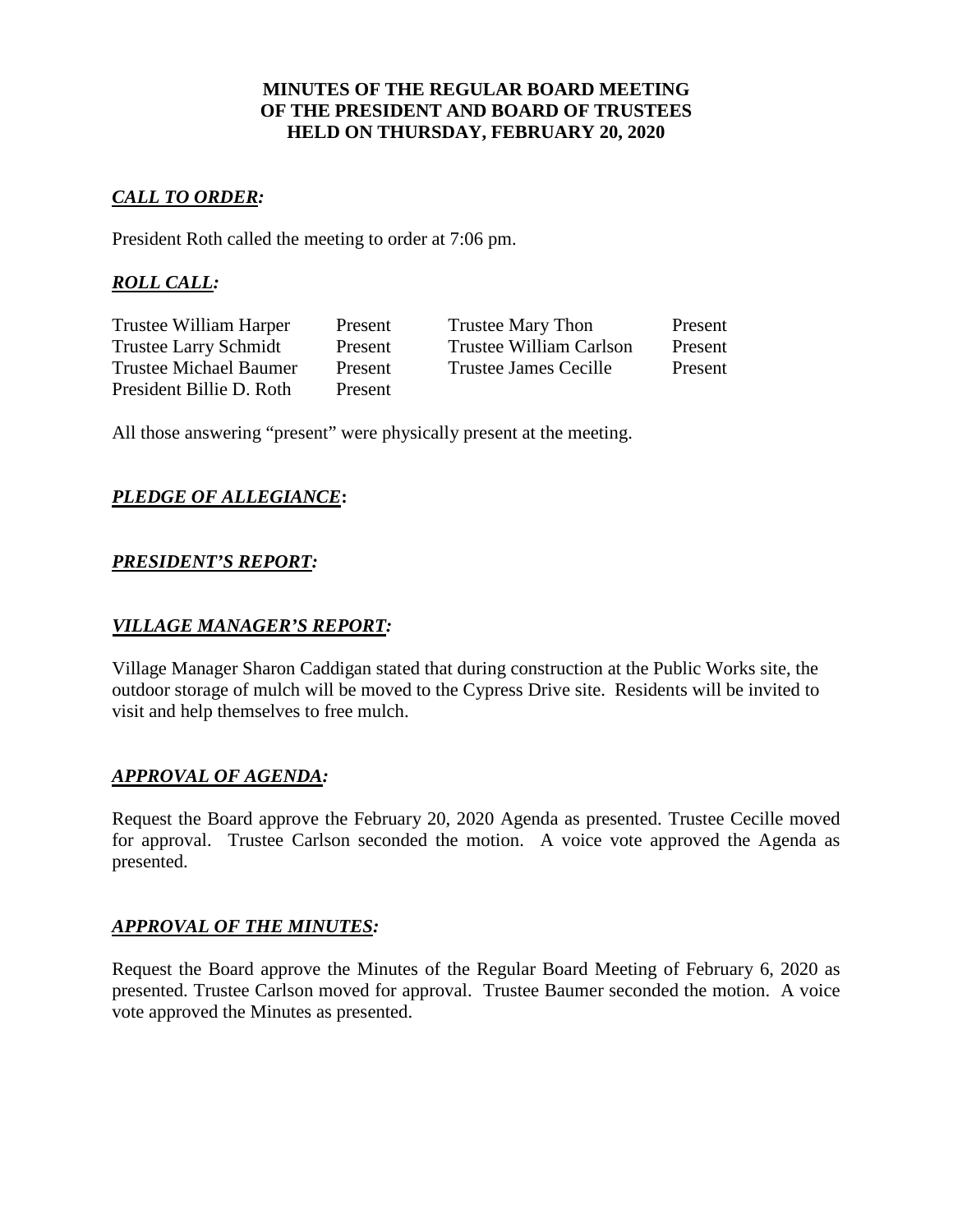**MINUTES OF THE REGULAR BOARD MEETING**
**OF THE PRESIDENT AND BOARD OF TRUSTEES**
**HELD ON THURSDAY, FEBRUARY 20, 2020**

***CALL TO ORDER:***

President Roth called the meeting to order at 7:06 pm.

***ROLL CALL:***

| | | | |
|---|---|---|---|
| Trustee William Harper | Present | Trustee Mary Thon | Present |
| Trustee Larry Schmidt | Present | Trustee William Carlson | Present |
| Trustee Michael Baumer | Present | Trustee James Cecille | Present |
| President Billie D. Roth | Present | | |

All those answering "present" were physically present at the meeting.

***PLEDGE OF ALLEGIANCE*:**

***PRESIDENT'S REPORT:***

***VILLAGE MANAGER'S REPORT:***

Village Manager Sharon Caddigan stated that during construction at the Public Works site, the outdoor storage of mulch will be moved to the Cypress Drive site. Residents will be invited to visit and help themselves to free mulch.

***APPROVAL OF AGENDA:***

Request the Board approve the February 20, 2020 Agenda as presented. Trustee Cecille moved for approval. Trustee Carlson seconded the motion. A voice vote approved the Agenda as presented.

***APPROVAL OF THE MINUTES:***

Request the Board approve the Minutes of the Regular Board Meeting of February 6, 2020 as presented. Trustee Carlson moved for approval. Trustee Baumer seconded the motion. A voice vote approved the Minutes as presented.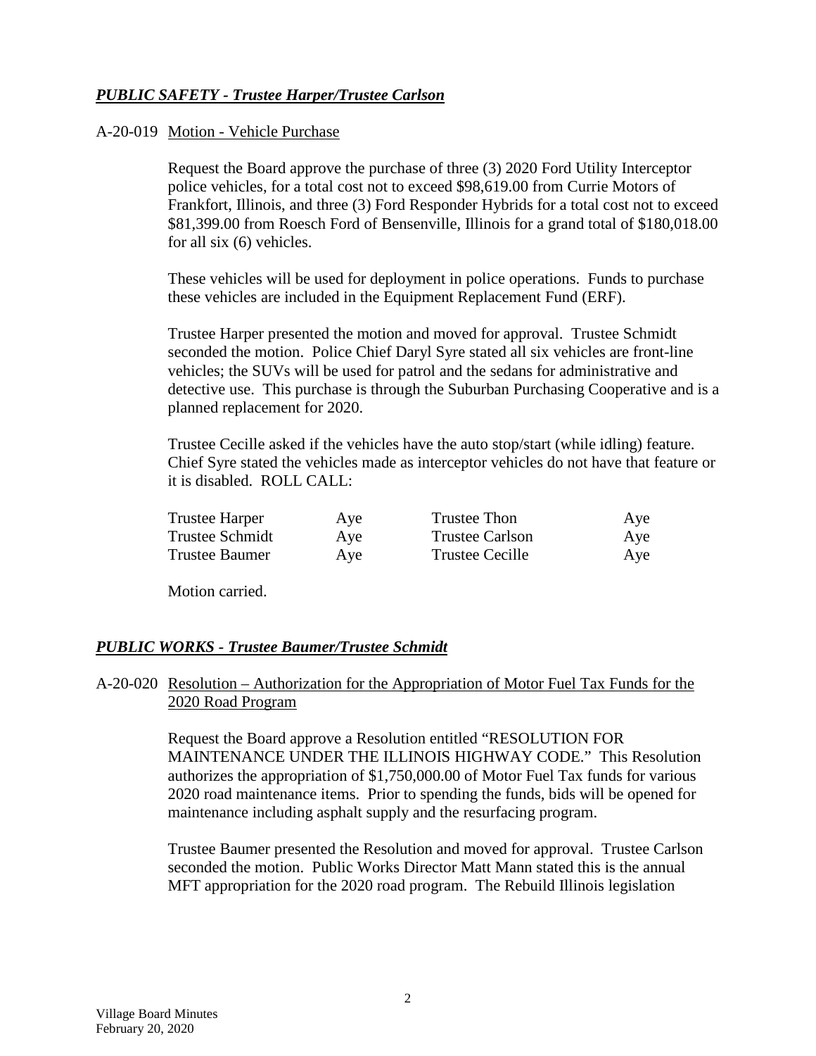***PUBLIC SAFETY - Trustee Harper/Trustee Carlson***

A-20-019 Motion - Vehicle Purchase

Request the Board approve the purchase of three (3) 2020 Ford Utility Interceptor police vehicles, for a total cost not to exceed $98,619.00 from Currie Motors of Frankfort, Illinois, and three (3) Ford Responder Hybrids for a total cost not to exceed $81,399.00 from Roesch Ford of Bensenville, Illinois for a grand total of $180,018.00 for all six (6) vehicles.

These vehicles will be used for deployment in police operations. Funds to purchase these vehicles are included in the Equipment Replacement Fund (ERF).

Trustee Harper presented the motion and moved for approval. Trustee Schmidt seconded the motion. Police Chief Daryl Syre stated all six vehicles are front-line vehicles; the SUVs will be used for patrol and the sedans for administrative and detective use. This purchase is through the Suburban Purchasing Cooperative and is a planned replacement for 2020.

Trustee Cecille asked if the vehicles have the auto stop/start (while idling) feature. Chief Syre stated the vehicles made as interceptor vehicles do not have that feature or it is disabled. ROLL CALL:

| | | | |
|---|---|---|---|
| Trustee Harper | Aye | Trustee Thon | Aye |
| Trustee Schmidt | Aye | Trustee Carlson | Aye |
| Trustee Baumer | Aye | Trustee Cecille | Aye |

Motion carried.

***PUBLIC WORKS - Trustee Baumer/Trustee Schmidt***

A-20-020 Resolution – Authorization for the Appropriation of Motor Fuel Tax Funds for the 2020 Road Program

Request the Board approve a Resolution entitled "RESOLUTION FOR MAINTENANCE UNDER THE ILLINOIS HIGHWAY CODE." This Resolution authorizes the appropriation of $1,750,000.00 of Motor Fuel Tax funds for various 2020 road maintenance items. Prior to spending the funds, bids will be opened for maintenance including asphalt supply and the resurfacing program.

Trustee Baumer presented the Resolution and moved for approval. Trustee Carlson seconded the motion. Public Works Director Matt Mann stated this is the annual MFT appropriation for the 2020 road program. The Rebuild Illinois legislation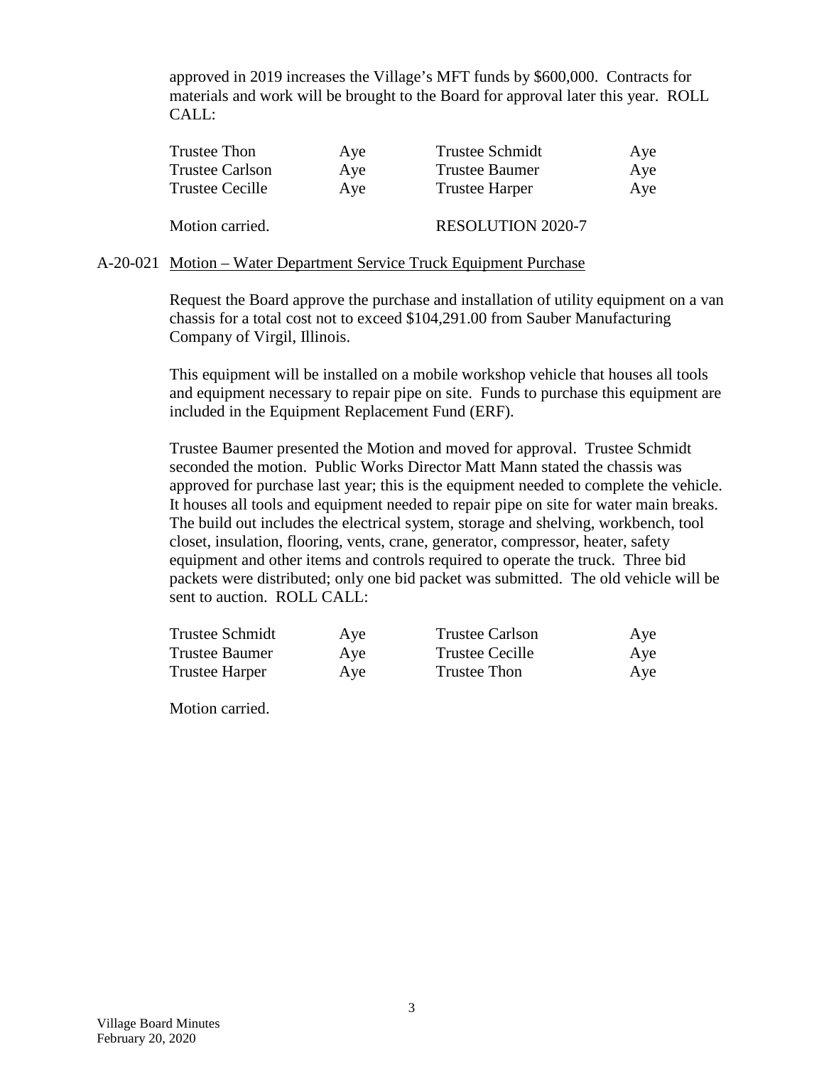approved in 2019 increases the Village's MFT funds by $600,000. Contracts for materials and work will be brought to the Board for approval later this year. ROLL CALL:

| | | | |
|---|---|---|---|
| Trustee Thon | Aye | Trustee Schmidt | Aye |
| Trustee Carlson | Aye | Trustee Baumer | Aye |
| Trustee Cecille | Aye | Trustee Harper | Aye |

Motion carried. RESOLUTION 2020-7

A-20-021 Motion – Water Department Service Truck Equipment Purchase

Request the Board approve the purchase and installation of utility equipment on a van chassis for a total cost not to exceed $104,291.00 from Sauber Manufacturing Company of Virgil, Illinois.

This equipment will be installed on a mobile workshop vehicle that houses all tools and equipment necessary to repair pipe on site. Funds to purchase this equipment are included in the Equipment Replacement Fund (ERF).

Trustee Baumer presented the Motion and moved for approval. Trustee Schmidt seconded the motion. Public Works Director Matt Mann stated the chassis was approved for purchase last year; this is the equipment needed to complete the vehicle. It houses all tools and equipment needed to repair pipe on site for water main breaks. The build out includes the electrical system, storage and shelving, workbench, tool closet, insulation, flooring, vents, crane, generator, compressor, heater, safety equipment and other items and controls required to operate the truck. Three bid packets were distributed; only one bid packet was submitted. The old vehicle will be sent to auction. ROLL CALL:

| | | | |
|---|---|---|---|
| Trustee Schmidt | Aye | Trustee Carlson | Aye |
| Trustee Baumer | Aye | Trustee Cecille | Aye |
| Trustee Harper | Aye | Trustee Thon | Aye |

Motion carried.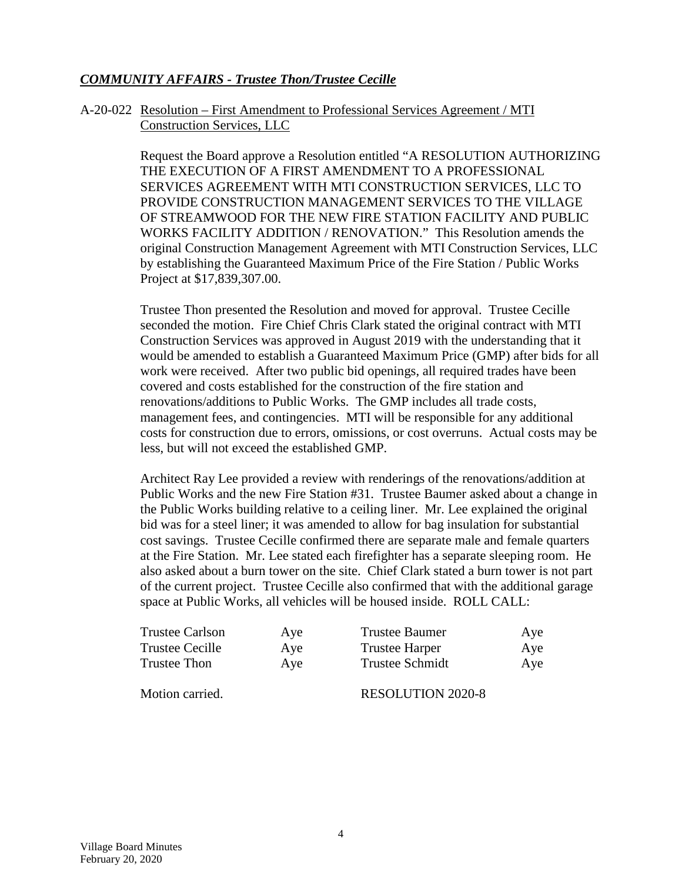***COMMUNITY AFFAIRS - Trustee Thon/Trustee Cecille***

A-20-022 Resolution – First Amendment to Professional Services Agreement / MTI Construction Services, LLC

Request the Board approve a Resolution entitled "A RESOLUTION AUTHORIZING THE EXECUTION OF A FIRST AMENDMENT TO A PROFESSIONAL SERVICES AGREEMENT WITH MTI CONSTRUCTION SERVICES, LLC TO PROVIDE CONSTRUCTION MANAGEMENT SERVICES TO THE VILLAGE OF STREAMWOOD FOR THE NEW FIRE STATION FACILITY AND PUBLIC WORKS FACILITY ADDITION / RENOVATION." This Resolution amends the original Construction Management Agreement with MTI Construction Services, LLC by establishing the Guaranteed Maximum Price of the Fire Station / Public Works Project at $17,839,307.00.

Trustee Thon presented the Resolution and moved for approval. Trustee Cecille seconded the motion. Fire Chief Chris Clark stated the original contract with MTI Construction Services was approved in August 2019 with the understanding that it would be amended to establish a Guaranteed Maximum Price (GMP) after bids for all work were received. After two public bid openings, all required trades have been covered and costs established for the construction of the fire station and renovations/additions to Public Works. The GMP includes all trade costs, management fees, and contingencies. MTI will be responsible for any additional costs for construction due to errors, omissions, or cost overruns. Actual costs may be less, but will not exceed the established GMP.

Architect Ray Lee provided a review with renderings of the renovations/addition at Public Works and the new Fire Station #31. Trustee Baumer asked about a change in the Public Works building relative to a ceiling liner. Mr. Lee explained the original bid was for a steel liner; it was amended to allow for bag insulation for substantial cost savings. Trustee Cecille confirmed there are separate male and female quarters at the Fire Station. Mr. Lee stated each firefighter has a separate sleeping room. He also asked about a burn tower on the site. Chief Clark stated a burn tower is not part of the current project. Trustee Cecille also confirmed that with the additional garage space at Public Works, all vehicles will be housed inside. ROLL CALL:

| | | | |
|---|---|---|---|
| Trustee Carlson | Aye | Trustee Baumer | Aye |
| Trustee Cecille | Aye | Trustee Harper | Aye |
| Trustee Thon | Aye | Trustee Schmidt | Aye |

Motion carried. RESOLUTION 2020-8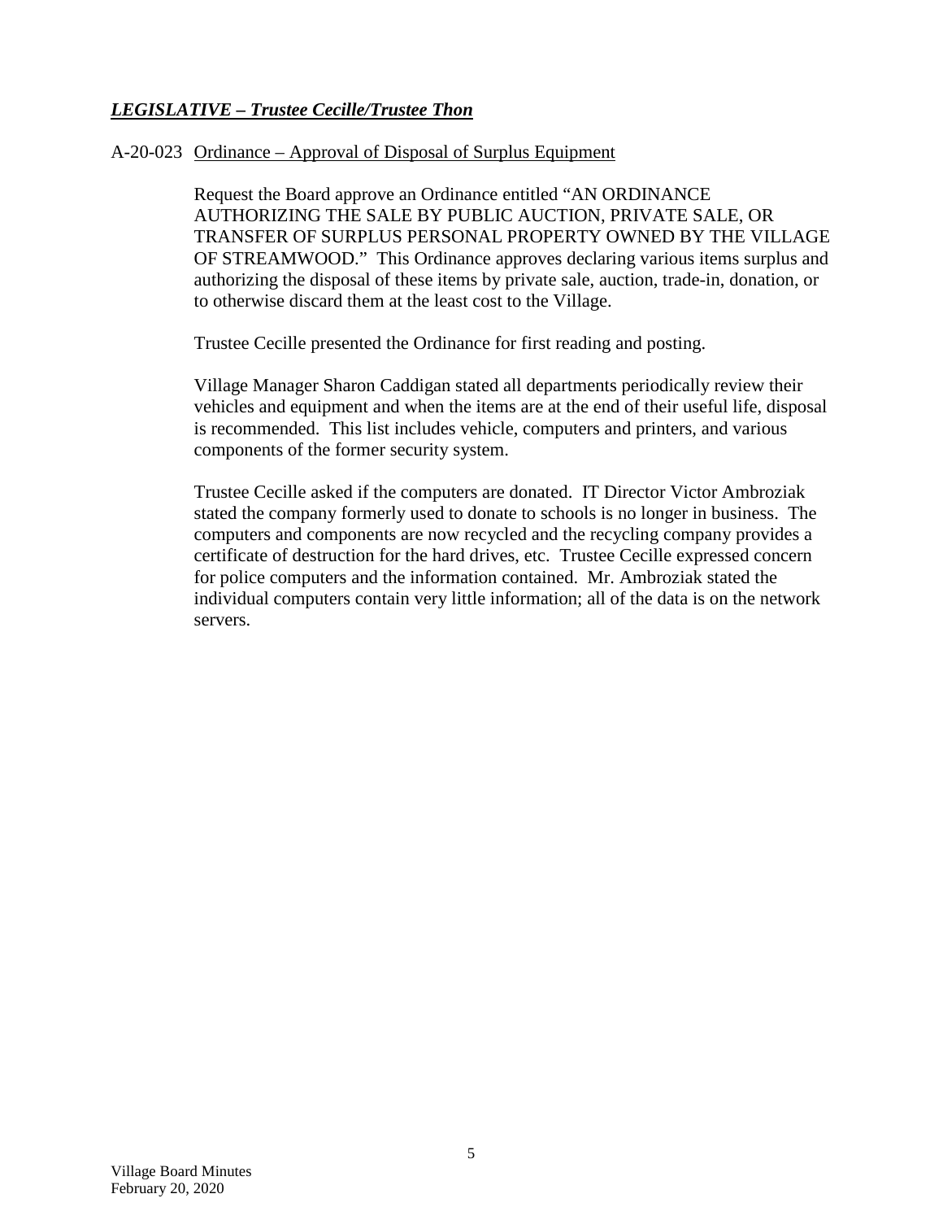***LEGISLATIVE – Trustee Cecille/Trustee Thon***

A-20-023 Ordinance – Approval of Disposal of Surplus Equipment

Request the Board approve an Ordinance entitled "AN ORDINANCE AUTHORIZING THE SALE BY PUBLIC AUCTION, PRIVATE SALE, OR TRANSFER OF SURPLUS PERSONAL PROPERTY OWNED BY THE VILLAGE OF STREAMWOOD." This Ordinance approves declaring various items surplus and authorizing the disposal of these items by private sale, auction, trade-in, donation, or to otherwise discard them at the least cost to the Village.

Trustee Cecille presented the Ordinance for first reading and posting.

Village Manager Sharon Caddigan stated all departments periodically review their vehicles and equipment and when the items are at the end of their useful life, disposal is recommended. This list includes vehicle, computers and printers, and various components of the former security system.

Trustee Cecille asked if the computers are donated. IT Director Victor Ambroziak stated the company formerly used to donate to schools is no longer in business. The computers and components are now recycled and the recycling company provides a certificate of destruction for the hard drives, etc. Trustee Cecille expressed concern for police computers and the information contained. Mr. Ambroziak stated the individual computers contain very little information; all of the data is on the network servers.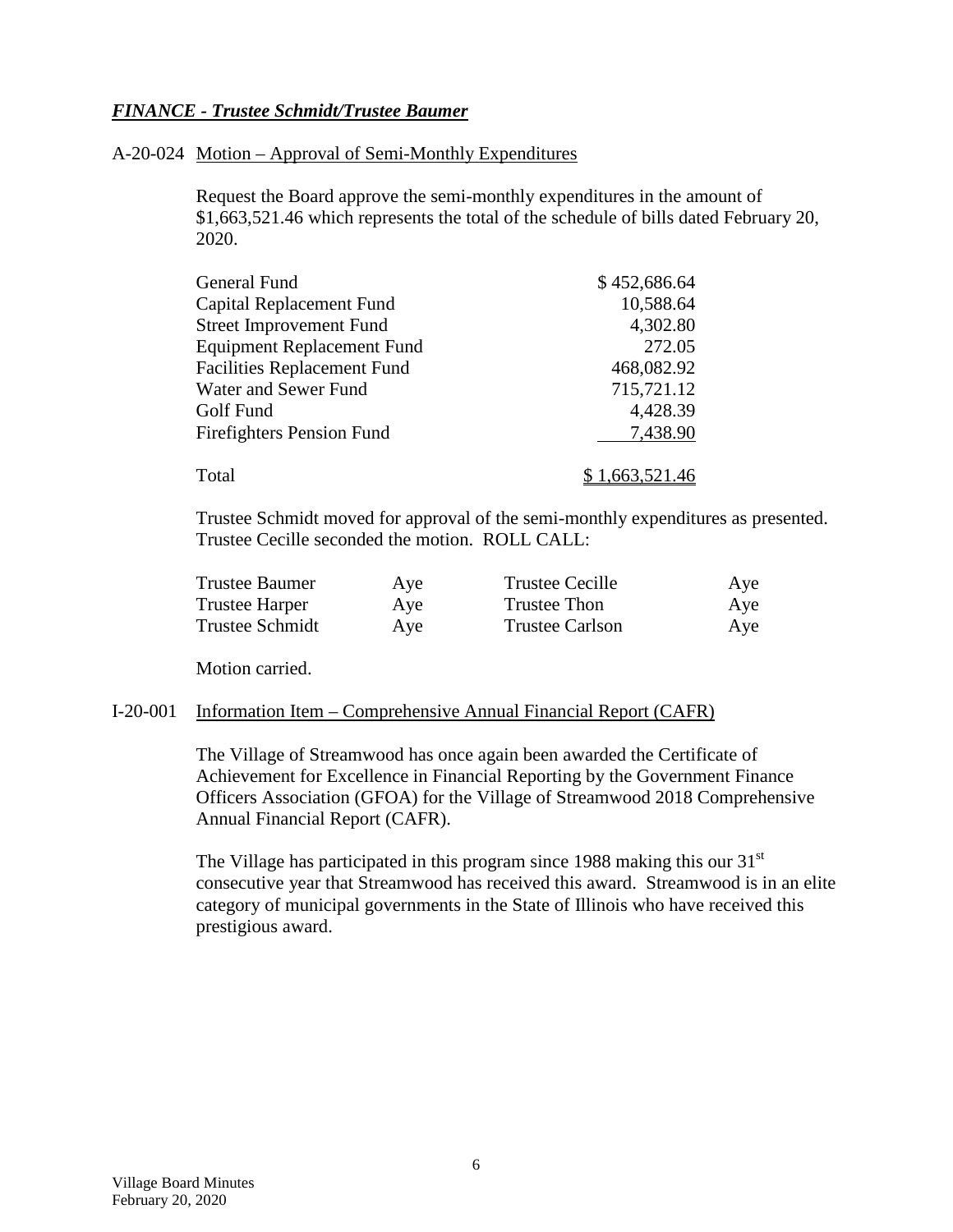***FINANCE - Trustee Schmidt/Trustee Baumer***

A-20-024 Motion – Approval of Semi-Monthly Expenditures

Request the Board approve the semi-monthly expenditures in the amount of $1,663,521.46 which represents the total of the schedule of bills dated February 20, 2020.

| Fund | Amount |
|---|---|
| General Fund | $ 452,686.64 |
| Capital Replacement Fund | 10,588.64 |
| Street Improvement Fund | 4,302.80 |
| Equipment Replacement Fund | 272.05 |
| Facilities Replacement Fund | 468,082.92 |
| Water and Sewer Fund | 715,721.12 |
| Golf Fund | 4,428.39 |
| Firefighters Pension Fund | 7,438.90 |
| Total | $ 1,663,521.46 |

Trustee Schmidt moved for approval of the semi-monthly expenditures as presented. Trustee Cecille seconded the motion. ROLL CALL:

| | | | |
|---|---|---|---|
| Trustee Baumer | Aye | Trustee Cecille | Aye |
| Trustee Harper | Aye | Trustee Thon | Aye |
| Trustee Schmidt | Aye | Trustee Carlson | Aye |

Motion carried.

I-20-001 Information Item – Comprehensive Annual Financial Report (CAFR)

The Village of Streamwood has once again been awarded the Certificate of Achievement for Excellence in Financial Reporting by the Government Finance Officers Association (GFOA) for the Village of Streamwood 2018 Comprehensive Annual Financial Report (CAFR).

The Village has participated in this program since 1988 making this our 31st consecutive year that Streamwood has received this award. Streamwood is in an elite category of municipal governments in the State of Illinois who have received this prestigious award.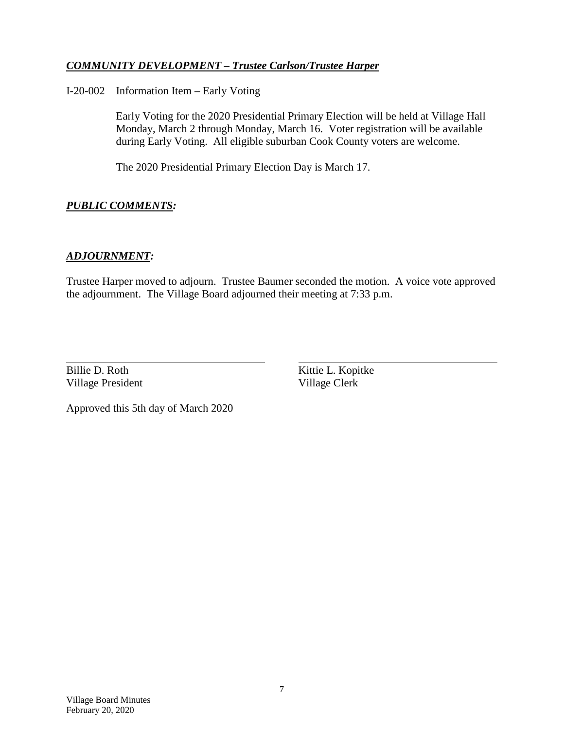***COMMUNITY DEVELOPMENT – Trustee Carlson/Trustee Harper***

I-20-002 Information Item – Early Voting

Early Voting for the 2020 Presidential Primary Election will be held at Village Hall Monday, March 2 through Monday, March 16. Voter registration will be available during Early Voting. All eligible suburban Cook County voters are welcome.

The 2020 Presidential Primary Election Day is March 17.

***PUBLIC COMMENTS:***

***ADJOURNMENT:***

Trustee Harper moved to adjourn. Trustee Baumer seconded the motion. A voice vote approved the adjournment. The Village Board adjourned their meeting at 7:33 p.m.

| | |
|---|---|
| Billie D. Roth | Kittie L. Kopitke |
| Village President | Village Clerk |

Approved this 5th day of March 2020